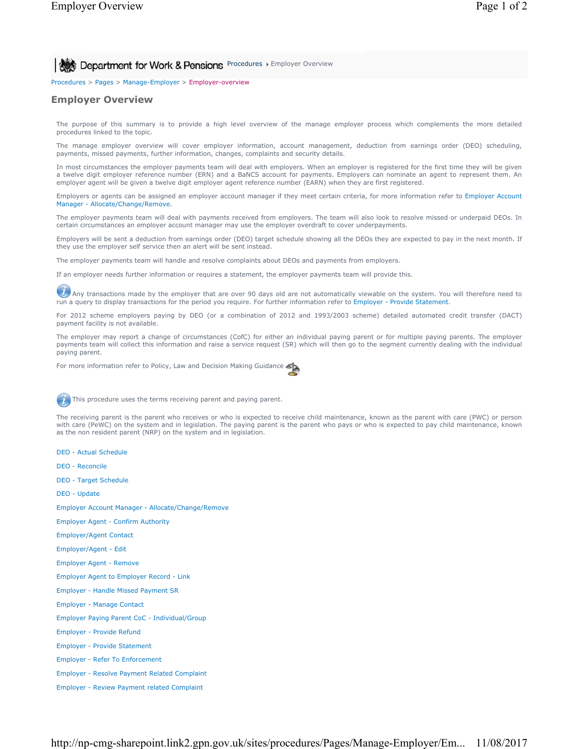Department for Work & Pensions Procedures ▸ Employer Overview

Procedures > Pages > Manage-Employer > Employer-overview

# Employer Overview

The purpose of this summary is to provide a high level overview of the manage employer process which complements the more detailed procedures linked to the topic.

The manage employer overview will cover employer information, account management, deduction from earnings order (DEO) scheduling, payments, missed payments, further information, changes, complaints and security details.

In most circumstances the employer payments team will deal with employers. When an employer is registered for the first time they will be given a twelve digit employer reference number (ERN) and a BaNCS account for payments. Employers can nominate an agent to represent them. An employer agent will be given a twelve digit employer agent reference number (EARN) when they are first registered.

Employers or agents can be assigned an employer account manager if they meet certain criteria, for more information refer to Employer Account Manager - Allocate/Change/Remove.

The employer payments team will deal with payments received from employers. The team will also look to resolve missed or underpaid DEOs. In certain circumstances an employer account manager may use the employer overdraft to cover underpayments.

Employers will be sent a deduction from earnings order (DEO) target schedule showing all the DEOs they are expected to pay in the next month. If they use the employer self service then an alert will be sent instead.

The employer payments team will handle and resolve complaints about DEOs and payments from employers.

If an employer needs further information or requires a statement, the employer payments team will provide this.

Any transactions made by the employer that are over 90 days old are not automatically viewable on the system. You will therefore need to run a query to display transactions for the period you require. For further information refer to Employer - Provide Statement.

For 2012 scheme employers paying by DEO (or a combination of 2012 and 1993/2003 scheme) detailed automated credit transfer (DACT) payment facility is not available.

The employer may report a change of circumstances (CofC) for either an individual paying parent or for multiple paying parents. The employer payments team will collect this information and raise a service request (SR) which will then go to the segment currently dealing with the individual paying parent.

For more information refer to Policy, Law and Decision Making Guidance

This procedure uses the terms receiving parent and paying parent.

The receiving parent is the parent who receives or who is expected to receive child maintenance, known as the parent with care (PWC) or person with care (PeWC) on the system and in legislation. The paying parent is the parent who pays or who is expected to pay child maintenance, known as the non resident parent (NRP) on the system and in legislation.

DEO - Actual Schedule

DEO - Reconcile

DEO - Target Schedule

DEO - Update

Employer Account Manager - Allocate/Change/Remove

Employer Agent - Confirm Authority

Employer/Agent Contact

Employer/Agent - Edit

Employer Agent - Remove

Employer Agent to Employer Record - Link

Employer - Handle Missed Payment SR

Employer - Manage Contact

Employer Paying Parent CoC - Individual/Group

Employer - Provide Refund

Employer - Provide Statement

Employer - Refer To Enforcement

Employer - Resolve Payment Related Complaint

Employer - Review Payment related Complaint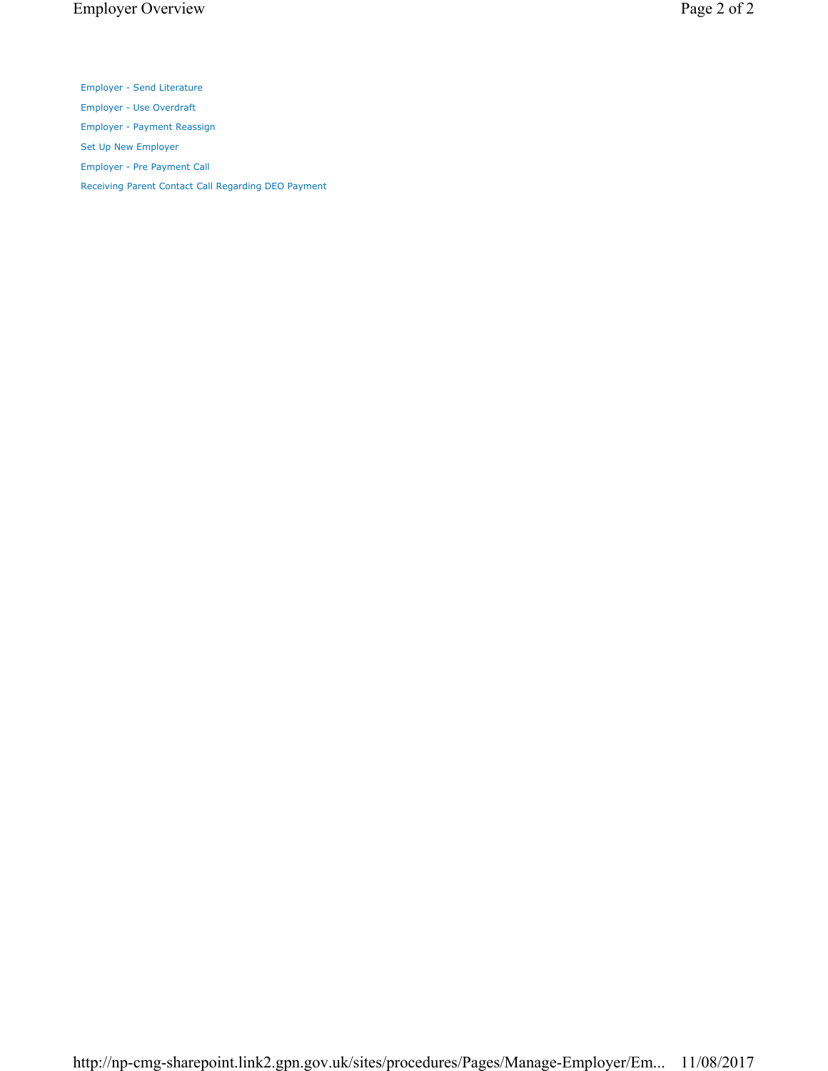Employer - Send Literature

Employer - Use Overdraft

Employer - Payment Reassign

Set Up New Employer

Employer - Pre Payment Call

Receiving Parent Contact Call Regarding DEO Payment